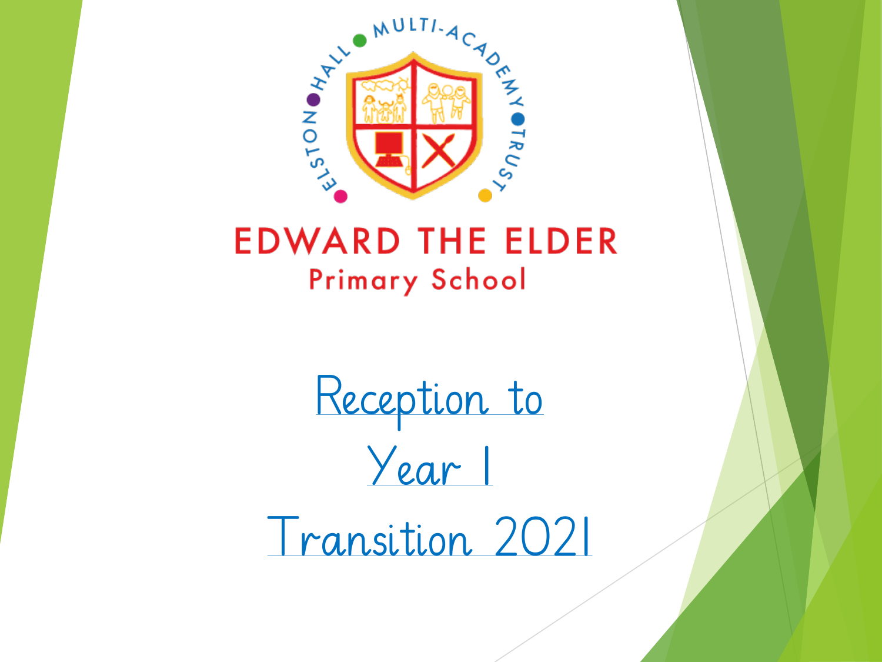ELSTON HALL MULTI-ACADEMY TRUST

# EDWARD THE ELDER

## Primary School

# Reception to Year 1 Transition 2021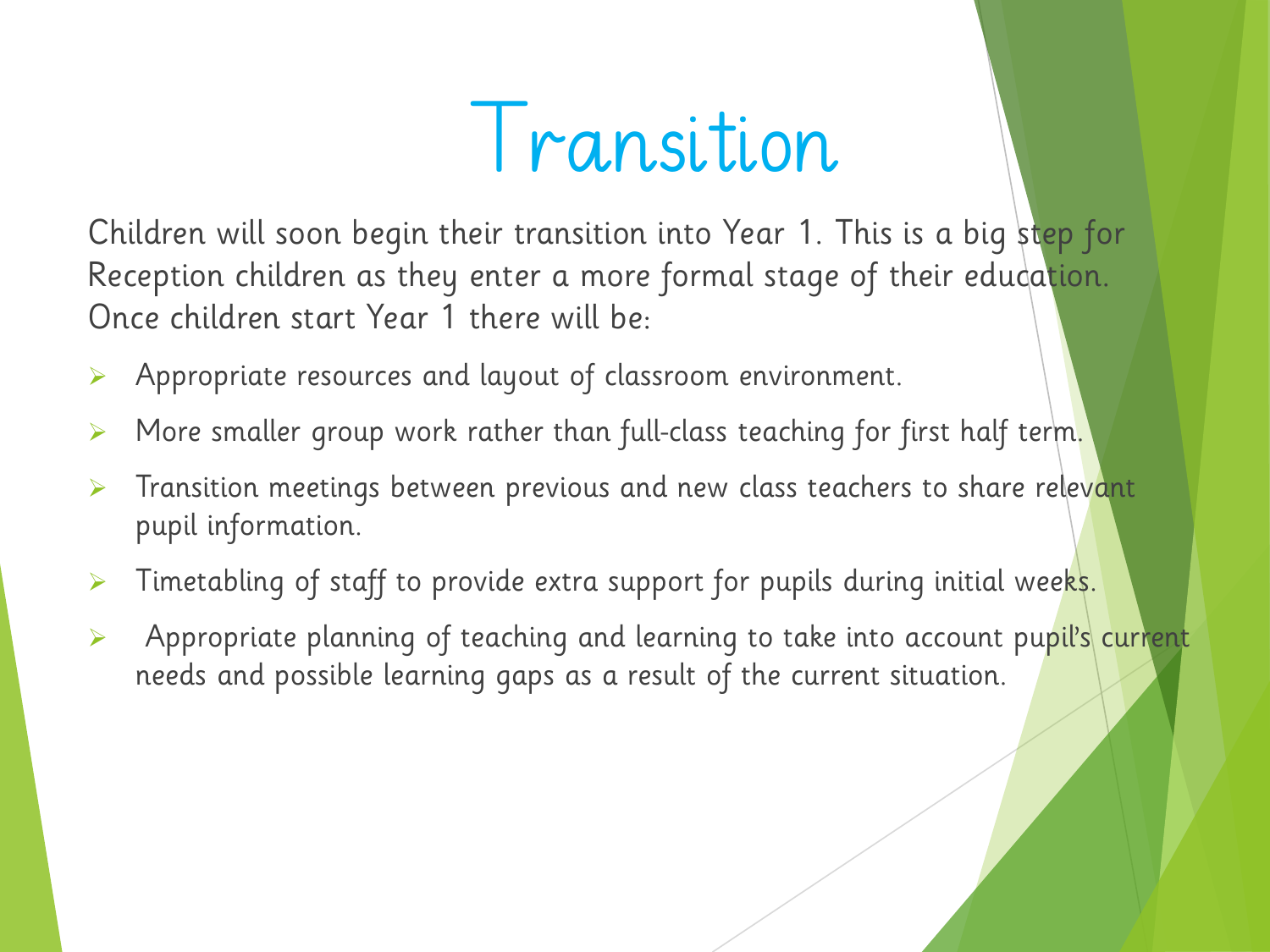# Transition

Children will soon begin their transition into Year 1. This is a big step for Reception children as they enter a more formal stage of their education. Once children start Year 1 there will be:

- Appropriate resources and layout of classroom environment.
- More smaller group work rather than full-class teaching for first half term.
- Transition meetings between previous and new class teachers to share relevant pupil information.
- Timetabling of staff to provide extra support for pupils during initial weeks.
- Appropriate planning of teaching and learning to take into account pupil's current needs and possible learning gaps as a result of the current situation.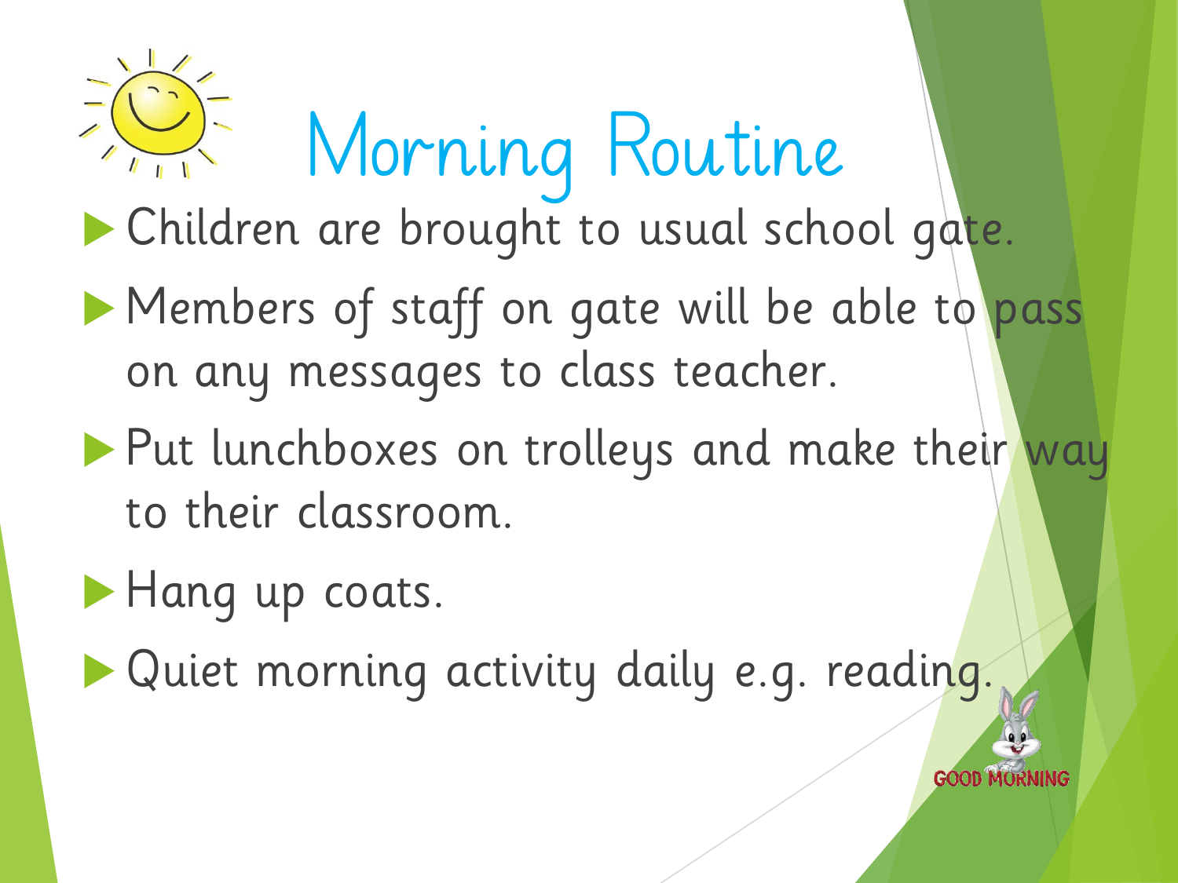# Morning Routine

- Children are brought to usual school gate.
- Members of staff on gate will be able to pass on any messages to class teacher.
- Put lunchboxes on trolleys and make their way to their classroom.
- Hang up coats.
- Quiet morning activity daily e.g. reading.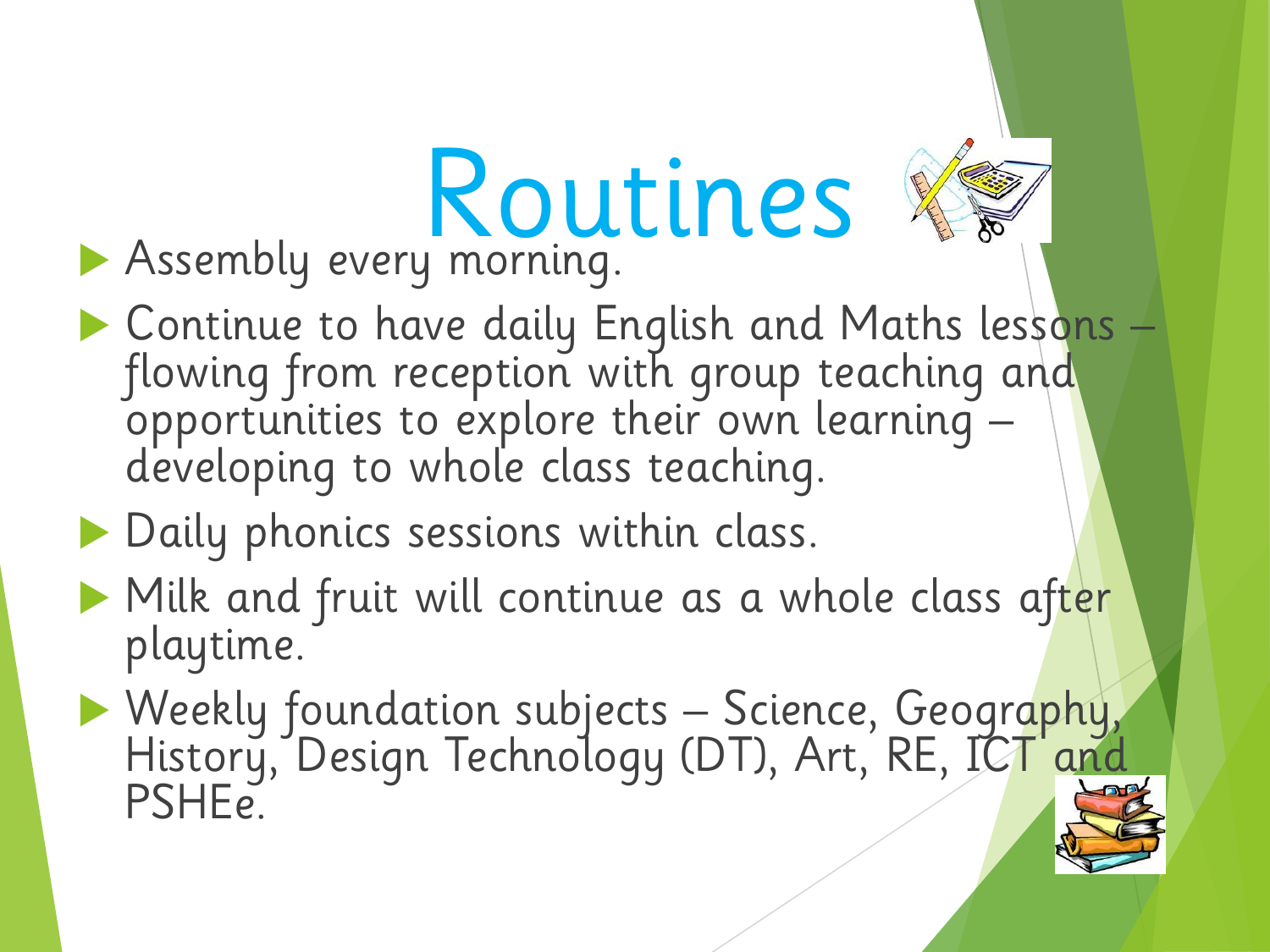# Routines

- Assembly every morning.
- Continue to have daily English and Maths lessons – flowing from reception with group teaching and opportunities to explore their own learning – developing to whole class teaching.
- Daily phonics sessions within class.
- Milk and fruit will continue as a whole class after playtime.
- Weekly foundation subjects – Science, Geography, History, Design Technology (DT), Art, RE, ICT and PSHEe.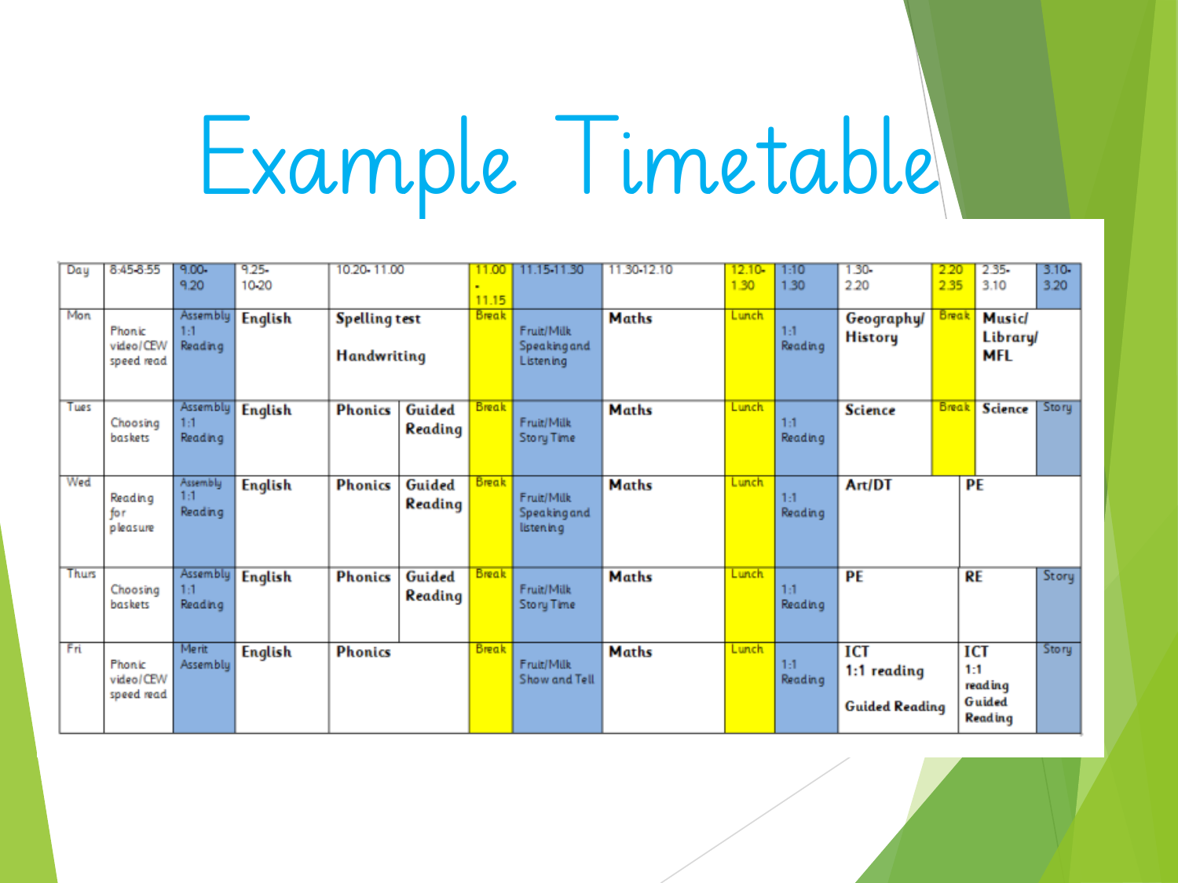# Example Timetable

| Day | 8.45-8.55 | 9.00-9.20 | 9.25-10-20 | 10.20-11.00 | | 11.00-11.15 | 11.15-11.30 | 11.30-12.10 | 12.10-1.30 | 1:10 1.30 | 1.30-2.20 | 2.20 2.35 | 2.35-3.10 | 3.10-3.20 |
|---|---|---|---|---|---|---|---|---|---|---|---|---|---|---|
| Mon | Phonic video/CEW speed read | Assembly 1:1 Reading | **English** | **Spelling test** **Handwriting** | | Break | Fruit/Milk Speaking and Listening | **Maths** | Lunch | 1:1 Reading | **Geography/ History** | Break | **Music/ Library/ MFL** | |
| Tues | Choosing baskets | Assembly 1:1 Reading | **English** | **Phonics** | **Guided Reading** | Break | Fruit/Milk Story Time | **Maths** | Lunch | 1:1 Reading | **Science** | Break | **Science** | Story |
| Wed | Reading for pleasure | Assembly 1:1 Reading | **English** | **Phonics** | **Guided Reading** | Break | Fruit/Milk Speaking and listening | **Maths** | Lunch | 1:1 Reading | **Art/DT** | | **PE** | |
| Thurs | Choosing baskets | Assembly 1:1 Reading | **English** | **Phonics** | **Guided Reading** | Break | Fruit/Milk Story Time | **Maths** | Lunch | 1:1 Reading | **PE** | | **RE** | Story |
| Fri | Phonic video/CEW speed read | Merit Assembly | **English** | **Phonics** | | Break | Fruit/Milk Show and Tell | **Maths** | Lunch | 1:1 Reading | **ICT 1:1 reading Guided Reading** | | **ICT 1:1 reading Guided Reading** | Story |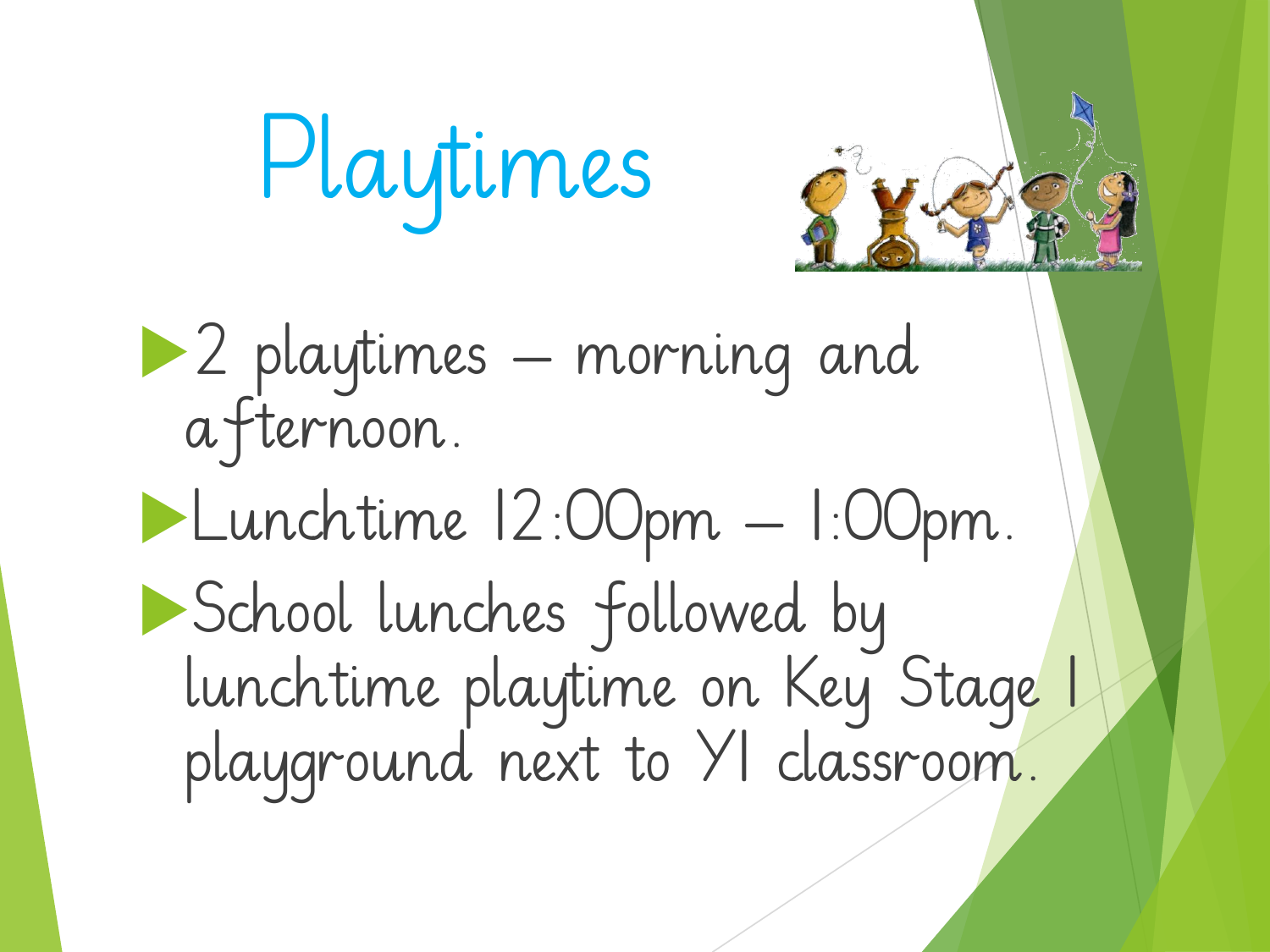# Playtimes

- 2 playtimes – morning and afternoon.
- Lunchtime 12:00pm – 1:00pm.
- School lunches followed by lunchtime playtime on Key Stage 1 playground next to Y1 classroom.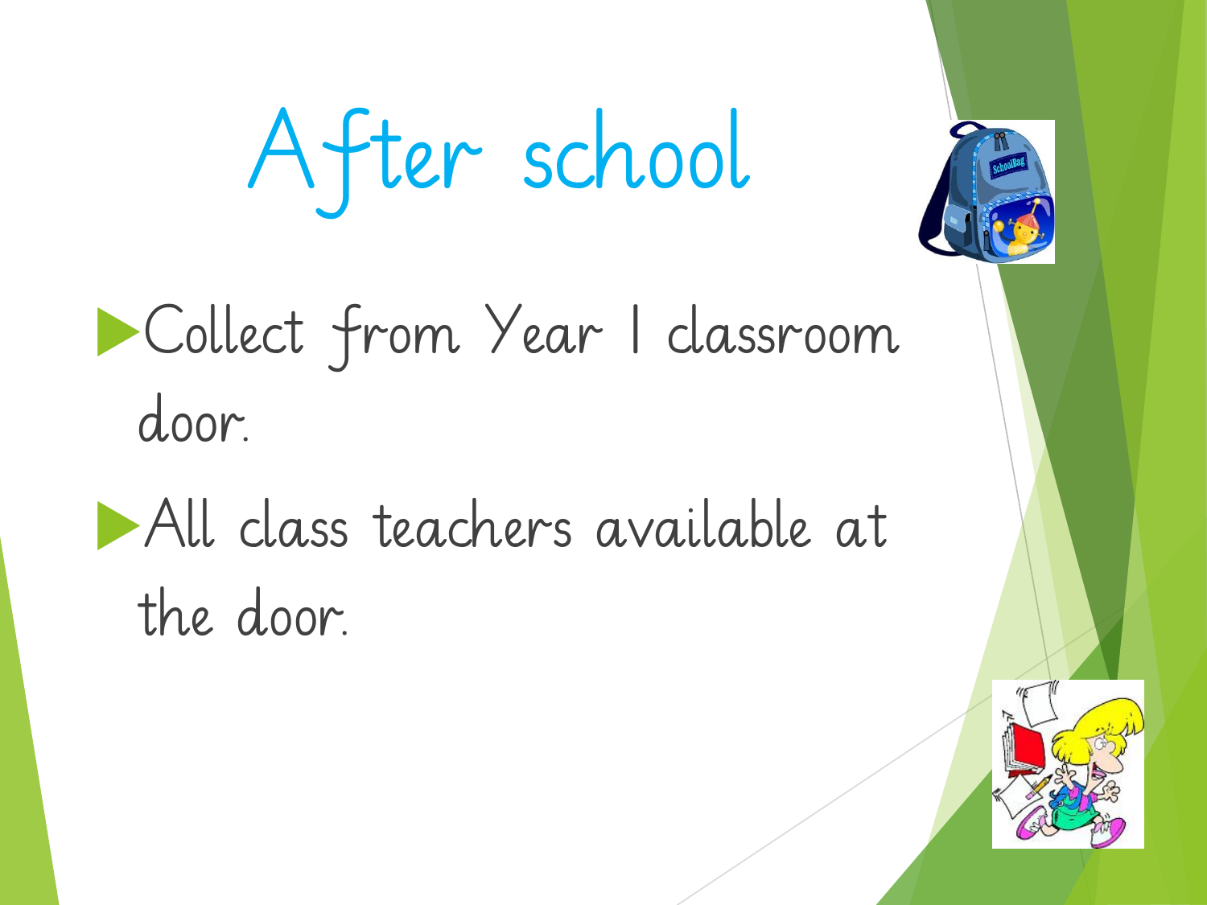# After school

- Collect from Year 1 classroom door.
- All class teachers available at the door.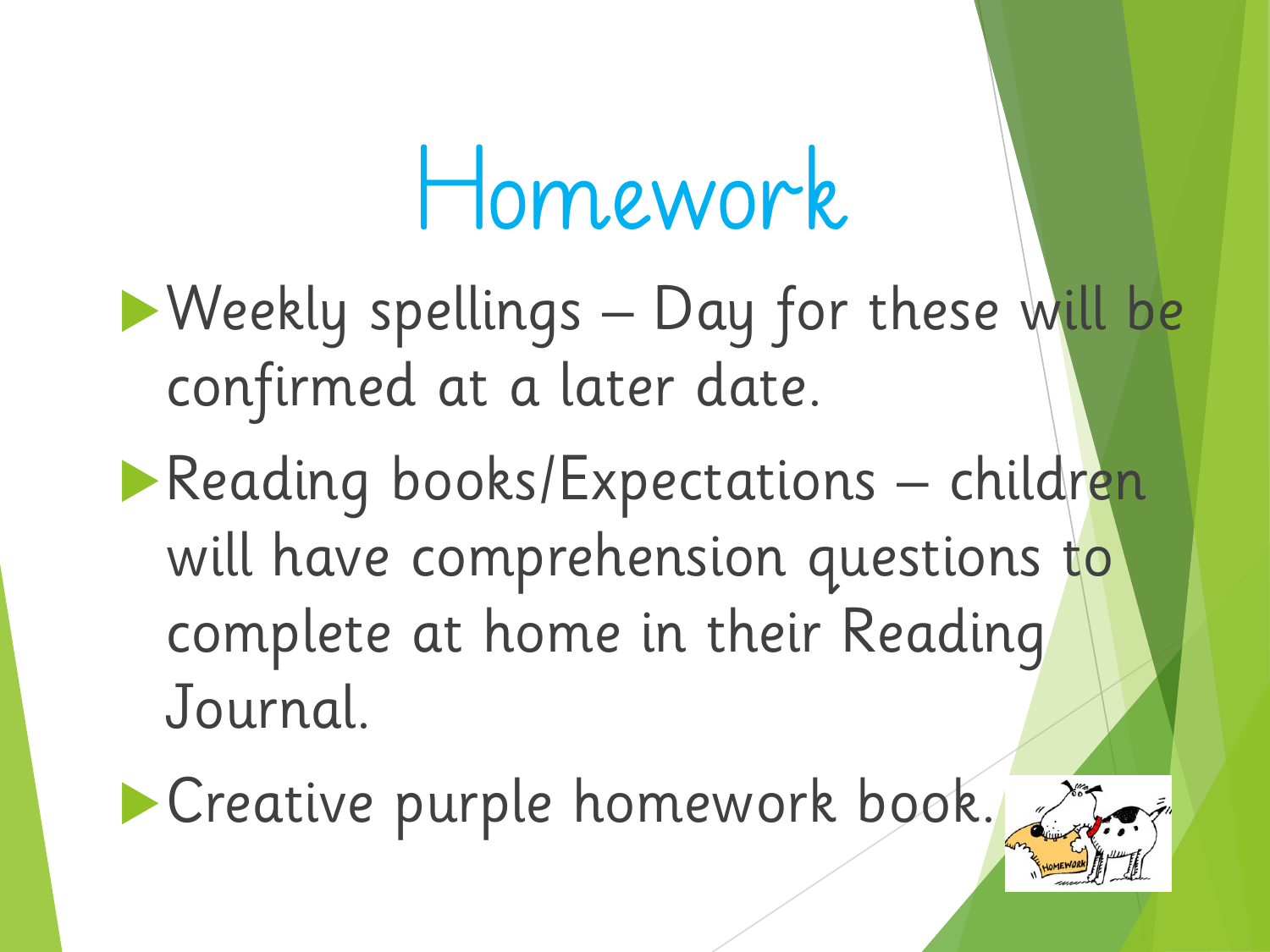# Homework

- Weekly spellings – Day for these will be confirmed at a later date.
- Reading books/Expectations – children will have comprehension questions to complete at home in their Reading Journal.
- Creative purple homework book.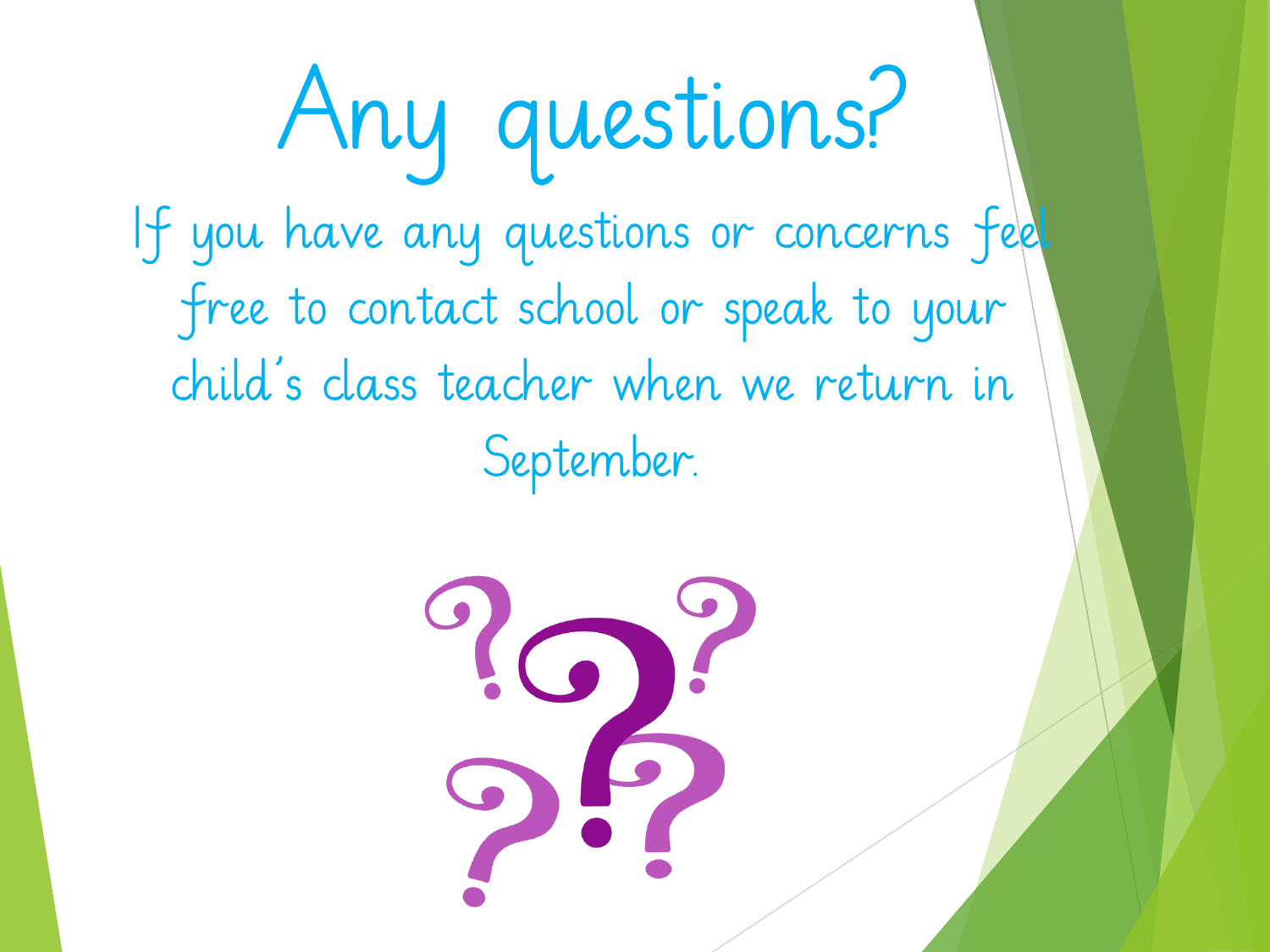# Any questions?

If you have any questions or concerns feel free to contact school or speak to your child's class teacher when we return in September.